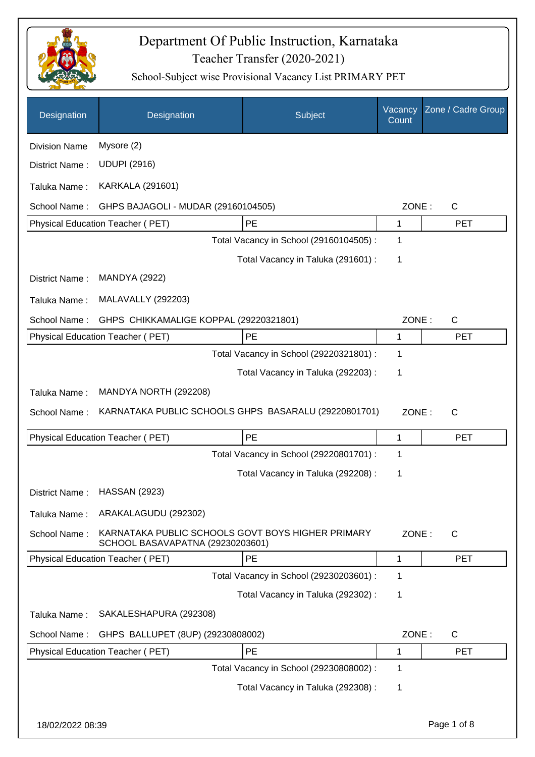# Department Of Public Instruction, Karnataka

## Teacher Transfer (2020-2021)

### School-Subject wise Provisional Vacancy List PRIMARY PET

| Designation | Designation | Subject | Vacancy Count | Zone / Cadre Group |
|---|---|---|---|---|

Division Name: Mysore (2)

District Name: UDUPI (2916)

Taluka Name: KARKALA (291601)

School Name: GHPS BAJAGOLI - MUDAR (29160104505) ZONE: C

| Designation | Subject | Vacancy Count | Zone / Cadre Group |
|---|---|---|---|
| Physical Education Teacher ( PET) | PE | 1 | PET |

Total Vacancy in School (29160104505) : 1

Total Vacancy in Taluka (291601) : 1

District Name: MANDYA (2922)

Taluka Name: MALAVALLY (292203)

School Name: GHPS CHIKKAMALIGE KOPPAL (29220321801) ZONE: C

| Designation | Subject | Vacancy Count | Zone / Cadre Group |
|---|---|---|---|
| Physical Education Teacher ( PET) | PE | 1 | PET |

Total Vacancy in School (29220321801) : 1

Total Vacancy in Taluka (292203) : 1

Taluka Name: MANDYA NORTH (292208)

School Name: KARNATAKA PUBLIC SCHOOLS GHPS BASARALU (29220801701) ZONE: C

| Designation | Subject | Vacancy Count | Zone / Cadre Group |
|---|---|---|---|
| Physical Education Teacher ( PET) | PE | 1 | PET |

Total Vacancy in School (29220801701) : 1

Total Vacancy in Taluka (292208) : 1

District Name: HASSAN (2923)

Taluka Name: ARAKALAGUDU (292302)

School Name: KARNATAKA PUBLIC SCHOOLS GOVT BOYS HIGHER PRIMARY SCHOOL BASAVAPATNA (29230203601) ZONE: C

| Designation | Subject | Vacancy Count | Zone / Cadre Group |
|---|---|---|---|
| Physical Education Teacher ( PET) | PE | 1 | PET |

Total Vacancy in School (29230203601) : 1

Total Vacancy in Taluka (292302) : 1

Taluka Name: SAKALESHAPURA (292308)

School Name: GHPS BALLUPET (8UP) (29230808002) ZONE: C

| Designation | Subject | Vacancy Count | Zone / Cadre Group |
|---|---|---|---|
| Physical Education Teacher ( PET) | PE | 1 | PET |

Total Vacancy in School (29230808002) : 1

Total Vacancy in Taluka (292308) : 1

18/02/2022 08:39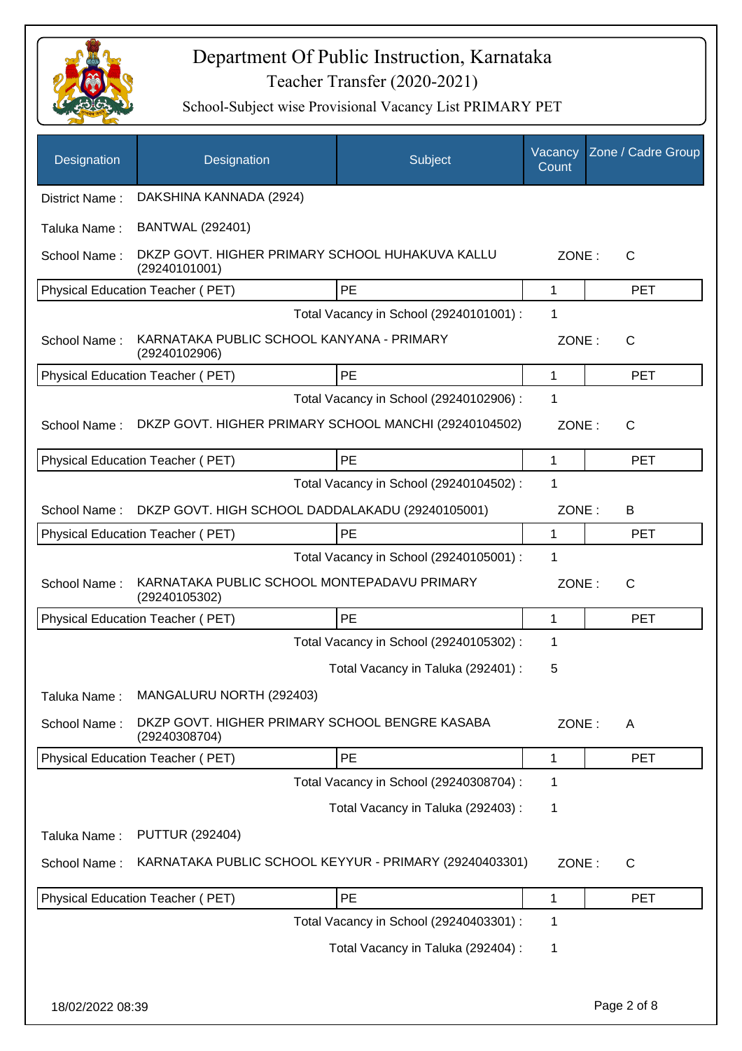# Department Of Public Instruction, Karnataka

Teacher Transfer (2020-2021)

School-Subject wise Provisional Vacancy List PRIMARY PET

| Designation | Designation | Subject | Vacancy Count | Zone / Cadre Group |
|---|---|---|---|---|
| District Name : | DAKSHINA KANNADA (2924) | | | |
| Taluka Name : | BANTWAL (292401) | | | |
| School Name : | DKZP GOVT. HIGHER PRIMARY SCHOOL HUHAKUVA KALLU (29240101001) | | ZONE : | C |
| Physical Education Teacher ( PET) | | PE | 1 | PET |
| | | Total Vacancy in School (29240101001) : | 1 | |
| School Name : | KARNATAKA PUBLIC SCHOOL KANYANA - PRIMARY (29240102906) | | ZONE : | C |
| Physical Education Teacher ( PET) | | PE | 1 | PET |
| | | Total Vacancy in School (29240102906) : | 1 | |
| School Name : | DKZP GOVT. HIGHER PRIMARY SCHOOL MANCHI (29240104502) | | ZONE : | C |
| Physical Education Teacher ( PET) | | PE | 1 | PET |
| | | Total Vacancy in School (29240104502) : | 1 | |
| School Name : | DKZP GOVT. HIGH SCHOOL DADDALAKADU (29240105001) | | ZONE : | B |
| Physical Education Teacher ( PET) | | PE | 1 | PET |
| | | Total Vacancy in School (29240105001) : | 1 | |
| School Name : | KARNATAKA PUBLIC SCHOOL MONTEPADAVU PRIMARY (29240105302) | | ZONE : | C |
| Physical Education Teacher ( PET) | | PE | 1 | PET |
| | | Total Vacancy in School (29240105302) : | 1 | |
| | | Total Vacancy in Taluka (292401) : | 5 | |
| Taluka Name : | MANGALURU NORTH (292403) | | | |
| School Name : | DKZP GOVT. HIGHER PRIMARY SCHOOL BENGRE KASABA (29240308704) | | ZONE : | A |
| Physical Education Teacher ( PET) | | PE | 1 | PET |
| | | Total Vacancy in School (29240308704) : | 1 | |
| | | Total Vacancy in Taluka (292403) : | 1 | |
| Taluka Name : | PUTTUR (292404) | | | |
| School Name : | KARNATAKA PUBLIC SCHOOL KEYYUR - PRIMARY (29240403301) | | ZONE : | C |
| Physical Education Teacher ( PET) | | PE | 1 | PET |
| | | Total Vacancy in School (29240403301) : | 1 | |
| | | Total Vacancy in Taluka (292404) : | 1 | |

18/02/2022 08:39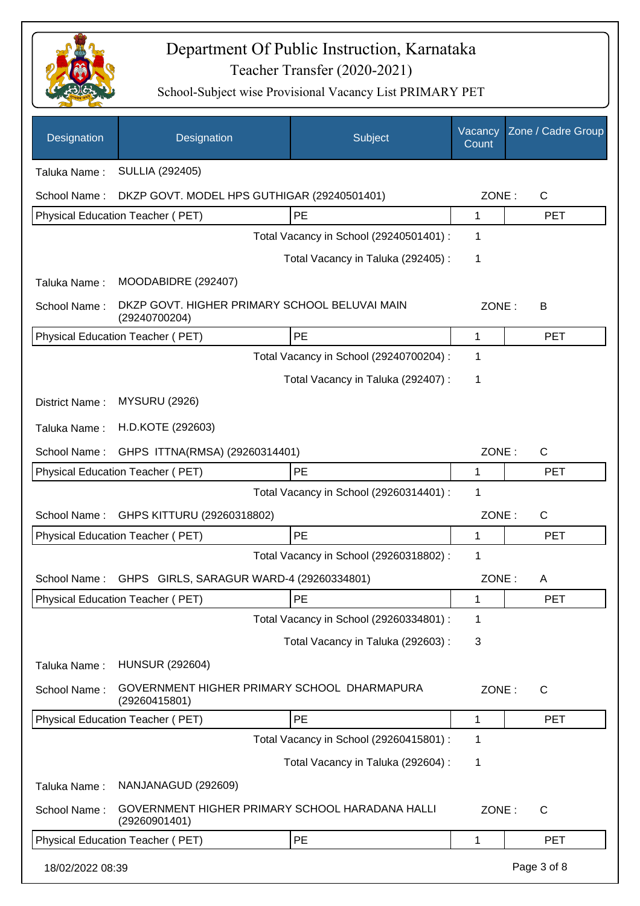# Department Of Public Instruction, Karnataka

## Teacher Transfer (2020-2021)

### School-Subject wise Provisional Vacancy List PRIMARY PET

| Designation | Designation | Subject | Vacancy Count | Zone / Cadre Group |
|---|---|---|---|---|

Taluka Name : SULLIA (292405)

School Name : DKZP GOVT. MODEL HPS GUTHIGAR (29240501401) ZONE : C

| Physical Education Teacher ( PET) | PE | 1 | PET |
|---|---|---|---|

Total Vacancy in School (29240501401) : 1

Total Vacancy in Taluka (292405) : 1

Taluka Name : MOODABIDRE (292407)

School Name : DKZP GOVT. HIGHER PRIMARY SCHOOL BELUVAI MAIN (29240700204) ZONE : B

| Physical Education Teacher ( PET) | PE | 1 | PET |
|---|---|---|---|

Total Vacancy in School (29240700204) : 1

Total Vacancy in Taluka (292407) : 1

District Name : MYSURU (2926)

Taluka Name : H.D.KOTE (292603)

School Name : GHPS ITTNA(RMSA) (29260314401) ZONE : C

| Physical Education Teacher ( PET) | PE | 1 | PET |
|---|---|---|---|

Total Vacancy in School (29260314401) : 1

School Name : GHPS KITTURU (29260318802) ZONE : C

| Physical Education Teacher ( PET) | PE | 1 | PET |
|---|---|---|---|

Total Vacancy in School (29260318802) : 1

School Name : GHPS GIRLS, SARAGUR WARD-4 (29260334801) ZONE : A

| Physical Education Teacher ( PET) | PE | 1 | PET |
|---|---|---|---|

Total Vacancy in School (29260334801) : 1

Total Vacancy in Taluka (292603) : 3

Taluka Name : HUNSUR (292604)

School Name : GOVERNMENT HIGHER PRIMARY SCHOOL DHARMAPURA (29260415801) ZONE : C

| Physical Education Teacher ( PET) | PE | 1 | PET |
|---|---|---|---|

Total Vacancy in School (29260415801) : 1

Total Vacancy in Taluka (292604) : 1

Taluka Name : NANJANAGUD (292609)

School Name : GOVERNMENT HIGHER PRIMARY SCHOOL HARADANA HALLI (29260901401) ZONE : C

| Physical Education Teacher ( PET) | PE | 1 | PET |
|---|---|---|---|

18/02/2022 08:39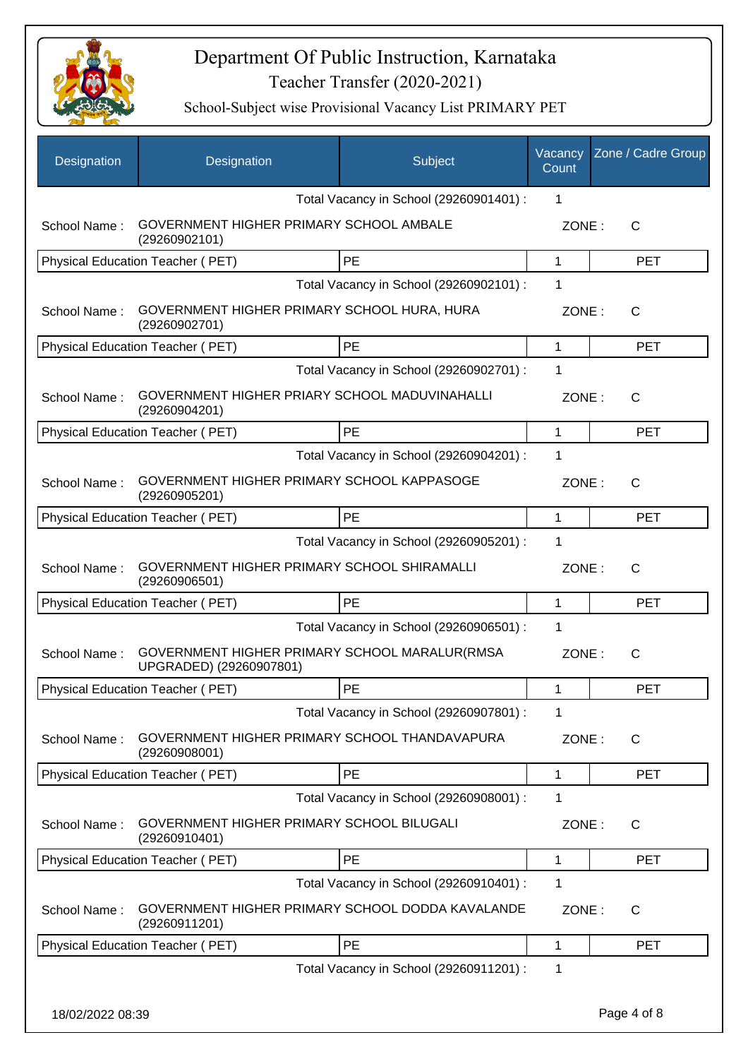# Department Of Public Instruction, Karnataka

## Teacher Transfer (2020-2021)

### School-Subject wise Provisional Vacancy List PRIMARY PET

| Designation | Designation | Subject | Vacancy Count | Zone / Cadre Group |
|---|---|---|---|---|
| | | Total Vacancy in School (29260901401) : | 1 | |
| School Name : | GOVERNMENT HIGHER PRIMARY SCHOOL AMBALE (29260902101) | | ZONE : | C |
| Physical Education Teacher ( PET) | | PE | 1 | PET |
| | | Total Vacancy in School (29260902101) : | 1 | |
| School Name : | GOVERNMENT HIGHER PRIMARY SCHOOL HURA, HURA (29260902701) | | ZONE : | C |
| Physical Education Teacher ( PET) | | PE | 1 | PET |
| | | Total Vacancy in School (29260902701) : | 1 | |
| School Name : | GOVERNMENT HIGHER PRIARY SCHOOL MADUVINAHALLI (29260904201) | | ZONE : | C |
| Physical Education Teacher ( PET) | | PE | 1 | PET |
| | | Total Vacancy in School (29260904201) : | 1 | |
| School Name : | GOVERNMENT HIGHER PRIMARY SCHOOL KAPPASOGE (29260905201) | | ZONE : | C |
| Physical Education Teacher ( PET) | | PE | 1 | PET |
| | | Total Vacancy in School (29260905201) : | 1 | |
| School Name : | GOVERNMENT HIGHER PRIMARY SCHOOL SHIRAMALLI (29260906501) | | ZONE : | C |
| Physical Education Teacher ( PET) | | PE | 1 | PET |
| | | Total Vacancy in School (29260906501) : | 1 | |
| School Name : | GOVERNMENT HIGHER PRIMARY SCHOOL MARALUR(RMSA UPGRADED) (29260907801) | | ZONE : | C |
| Physical Education Teacher ( PET) | | PE | 1 | PET |
| | | Total Vacancy in School (29260907801) : | 1 | |
| School Name : | GOVERNMENT HIGHER PRIMARY SCHOOL THANDAVAPURA (29260908001) | | ZONE : | C |
| Physical Education Teacher ( PET) | | PE | 1 | PET |
| | | Total Vacancy in School (29260908001) : | 1 | |
| School Name : | GOVERNMENT HIGHER PRIMARY SCHOOL BILUGALI (29260910401) | | ZONE : | C |
| Physical Education Teacher ( PET) | | PE | 1 | PET |
| | | Total Vacancy in School (29260910401) : | 1 | |
| School Name : | GOVERNMENT HIGHER PRIMARY SCHOOL DODDA KAVALANDE (29260911201) | | ZONE : | C |
| Physical Education Teacher ( PET) | | PE | 1 | PET |
| | | Total Vacancy in School (29260911201) : | 1 | |

18/02/2022 08:39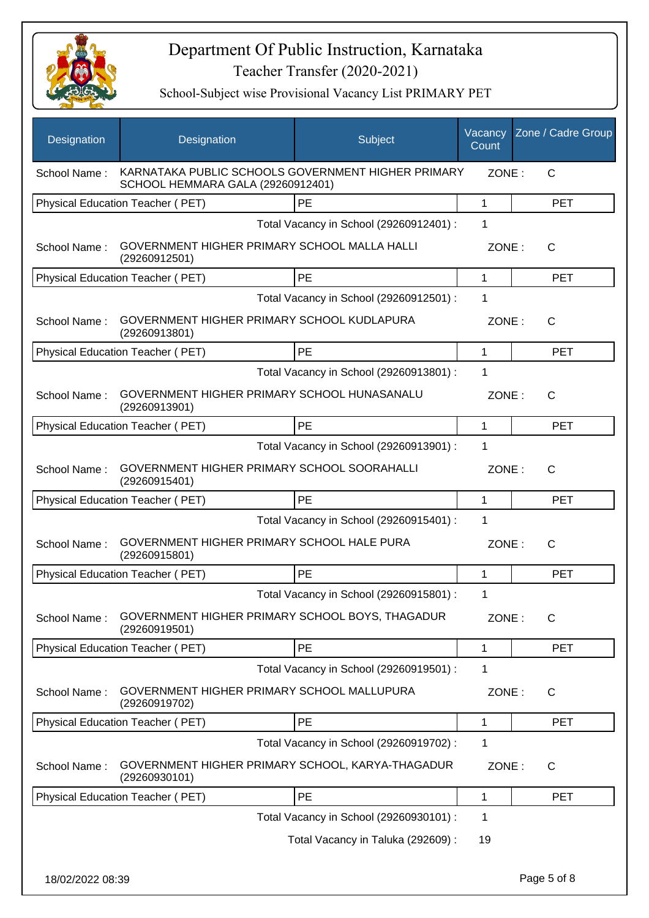# Department Of Public Instruction, Karnataka

## Teacher Transfer (2020-2021)

### School-Subject wise Provisional Vacancy List PRIMARY PET

| Designation | Designation | Subject | Vacancy Count | Zone / Cadre Group |
|---|---|---|---|---|
| School Name : | KARNATAKA PUBLIC SCHOOLS GOVERNMENT HIGHER PRIMARY SCHOOL HEMMARA GALA (29260912401) | | ZONE : | C |
| Physical Education Teacher ( PET) | | PE | 1 | PET |
| | | Total Vacancy in School (29260912401) : | 1 | |
| School Name : | GOVERNMENT HIGHER PRIMARY SCHOOL MALLA HALLI (29260912501) | | ZONE : | C |
| Physical Education Teacher ( PET) | | PE | 1 | PET |
| | | Total Vacancy in School (29260912501) : | 1 | |
| School Name : | GOVERNMENT HIGHER PRIMARY SCHOOL KUDLAPURA (29260913801) | | ZONE : | C |
| Physical Education Teacher ( PET) | | PE | 1 | PET |
| | | Total Vacancy in School (29260913801) : | 1 | |
| School Name : | GOVERNMENT HIGHER PRIMARY SCHOOL HUNASANALU (29260913901) | | ZONE : | C |
| Physical Education Teacher ( PET) | | PE | 1 | PET |
| | | Total Vacancy in School (29260913901) : | 1 | |
| School Name : | GOVERNMENT HIGHER PRIMARY SCHOOL SOORAHALLI (29260915401) | | ZONE : | C |
| Physical Education Teacher ( PET) | | PE | 1 | PET |
| | | Total Vacancy in School (29260915401) : | 1 | |
| School Name : | GOVERNMENT HIGHER PRIMARY SCHOOL HALE PURA (29260915801) | | ZONE : | C |
| Physical Education Teacher ( PET) | | PE | 1 | PET |
| | | Total Vacancy in School (29260915801) : | 1 | |
| School Name : | GOVERNMENT HIGHER PRIMARY SCHOOL BOYS, THAGADUR (29260919501) | | ZONE : | C |
| Physical Education Teacher ( PET) | | PE | 1 | PET |
| | | Total Vacancy in School (29260919501) : | 1 | |
| School Name : | GOVERNMENT HIGHER PRIMARY SCHOOL MALLUPURA (29260919702) | | ZONE : | C |
| Physical Education Teacher ( PET) | | PE | 1 | PET |
| | | Total Vacancy in School (29260919702) : | 1 | |
| School Name : | GOVERNMENT HIGHER PRIMARY SCHOOL, KARYA-THAGADUR (29260930101) | | ZONE : | C |
| Physical Education Teacher ( PET) | | PE | 1 | PET |
| | | Total Vacancy in School (29260930101) : | 1 | |
| | | Total Vacancy in Taluka (292609) : | 19 | |

18/02/2022 08:39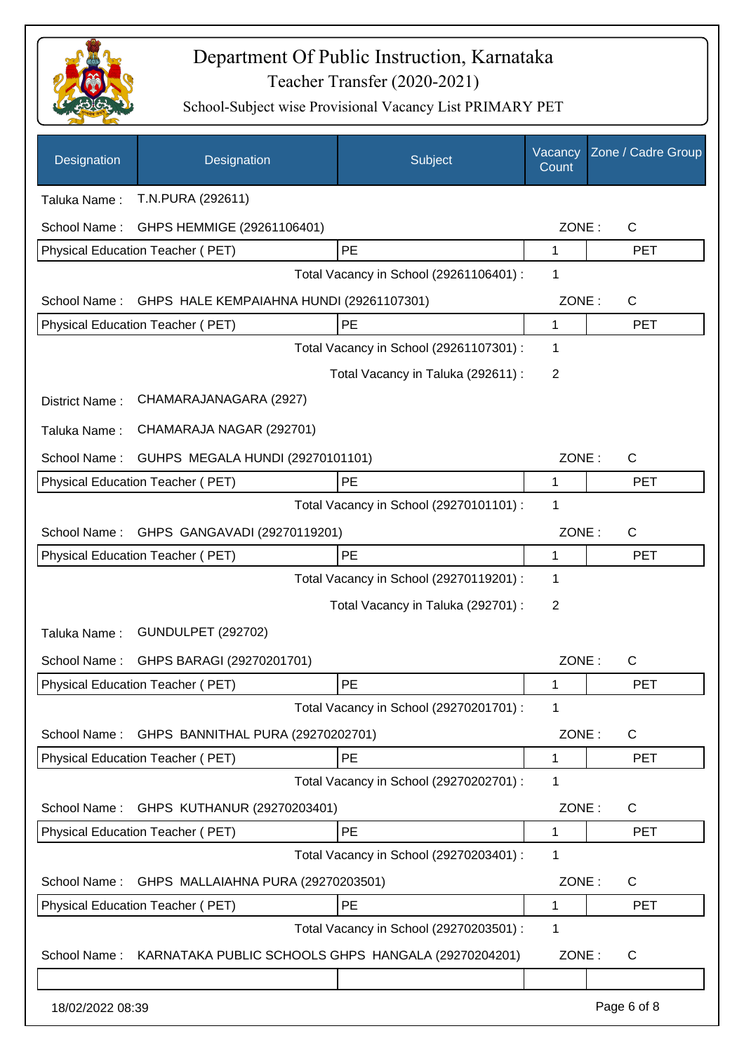# Department Of Public Instruction, Karnataka

Teacher Transfer (2020-2021)

School-Subject wise Provisional Vacancy List PRIMARY PET

| Designation | Designation | Subject | Vacancy Count | Zone / Cadre Group |
|---|---|---|---|---|
| Taluka Name : | T.N.PURA (292611) | | | |
| School Name : | GHPS HEMMIGE (29261106401) | | ZONE : | C |
| Physical Education Teacher ( PET) | | PE | 1 | PET |
| | | Total Vacancy in School (29261106401) : | 1 | |
| School Name : | GHPS HALE KEMPAIAHNA HUNDI (29261107301) | | ZONE : | C |
| Physical Education Teacher ( PET) | | PE | 1 | PET |
| | | Total Vacancy in School (29261107301) : | 1 | |
| | | Total Vacancy in Taluka (292611) : | 2 | |
| District Name : | CHAMARAJANAGARA (2927) | | | |
| Taluka Name : | CHAMARAJA NAGAR (292701) | | | |
| School Name : | GUHPS MEGALA HUNDI (29270101101) | | ZONE : | C |
| Physical Education Teacher ( PET) | | PE | 1 | PET |
| | | Total Vacancy in School (29270101101) : | 1 | |
| School Name : | GHPS GANGAVADI (29270119201) | | ZONE : | C |
| Physical Education Teacher ( PET) | | PE | 1 | PET |
| | | Total Vacancy in School (29270119201) : | 1 | |
| | | Total Vacancy in Taluka (292701) : | 2 | |
| Taluka Name : | GUNDULPET (292702) | | | |
| School Name : | GHPS BARAGI (29270201701) | | ZONE : | C |
| Physical Education Teacher ( PET) | | PE | 1 | PET |
| | | Total Vacancy in School (29270201701) : | 1 | |
| School Name : | GHPS BANNITHAL PURA (29270202701) | | ZONE : | C |
| Physical Education Teacher ( PET) | | PE | 1 | PET |
| | | Total Vacancy in School (29270202701) : | 1 | |
| School Name : | GHPS KUTHANUR (29270203401) | | ZONE : | C |
| Physical Education Teacher ( PET) | | PE | 1 | PET |
| | | Total Vacancy in School (29270203401) : | 1 | |
| School Name : | GHPS MALLAIAHNA PURA (29270203501) | | ZONE : | C |
| Physical Education Teacher ( PET) | | PE | 1 | PET |
| | | Total Vacancy in School (29270203501) : | 1 | |
| School Name : | KARNATAKA PUBLIC SCHOOLS GHPS HANGALA (29270204201) | | ZONE : | C |
| | | | | |

18/02/2022 08:39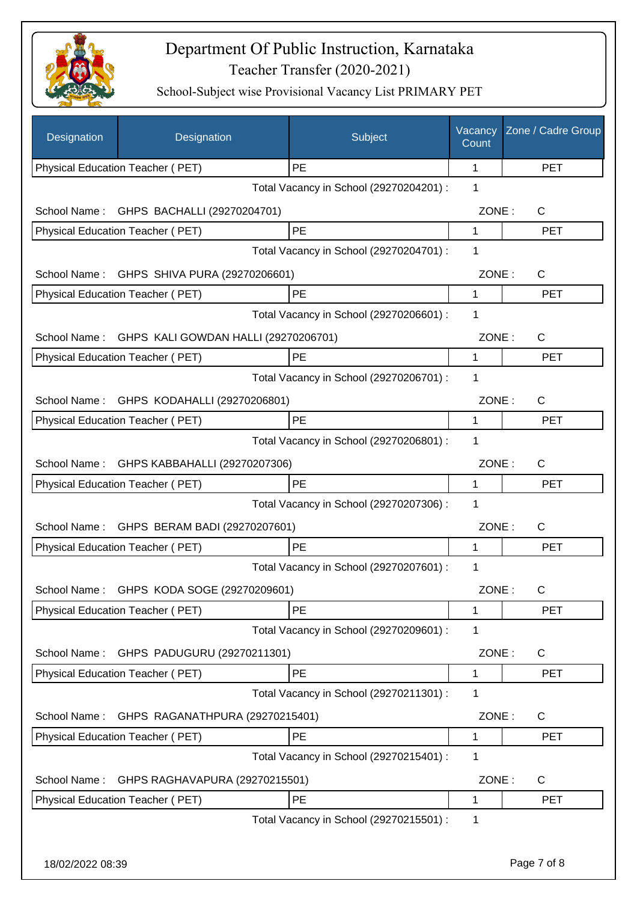# Department Of Public Instruction, Karnataka

## Teacher Transfer (2020-2021)

### School-Subject wise Provisional Vacancy List PRIMARY PET

| Designation | Designation | Subject | Vacancy Count | Zone / Cadre Group |
|---|---|---|---|---|
| Physical Education Teacher ( PET) | | PE | 1 | PET |
| | | Total Vacancy in School (29270204201) : | 1 | |
| School Name : GHPS BACHALLI (29270204701) | | | ZONE : | C |
| Physical Education Teacher ( PET) | | PE | 1 | PET |
| | | Total Vacancy in School (29270204701) : | 1 | |
| School Name : GHPS SHIVA PURA (29270206601) | | | ZONE : | C |
| Physical Education Teacher ( PET) | | PE | 1 | PET |
| | | Total Vacancy in School (29270206601) : | 1 | |
| School Name : GHPS KALI GOWDAN HALLI (29270206701) | | | ZONE : | C |
| Physical Education Teacher ( PET) | | PE | 1 | PET |
| | | Total Vacancy in School (29270206701) : | 1 | |
| School Name : GHPS KODAHALLI (29270206801) | | | ZONE : | C |
| Physical Education Teacher ( PET) | | PE | 1 | PET |
| | | Total Vacancy in School (29270206801) : | 1 | |
| School Name : GHPS KABBAHALLI (29270207306) | | | ZONE : | C |
| Physical Education Teacher ( PET) | | PE | 1 | PET |
| | | Total Vacancy in School (29270207306) : | 1 | |
| School Name : GHPS BERAM BADI (29270207601) | | | ZONE : | C |
| Physical Education Teacher ( PET) | | PE | 1 | PET |
| | | Total Vacancy in School (29270207601) : | 1 | |
| School Name : GHPS KODA SOGE (29270209601) | | | ZONE : | C |
| Physical Education Teacher ( PET) | | PE | 1 | PET |
| | | Total Vacancy in School (29270209601) : | 1 | |
| School Name : GHPS PADUGURU (29270211301) | | | ZONE : | C |
| Physical Education Teacher ( PET) | | PE | 1 | PET |
| | | Total Vacancy in School (29270211301) : | 1 | |
| School Name : GHPS RAGANATHPURA (29270215401) | | | ZONE : | C |
| Physical Education Teacher ( PET) | | PE | 1 | PET |
| | | Total Vacancy in School (29270215401) : | 1 | |
| School Name : GHPS RAGHAVAPURA (29270215501) | | | ZONE : | C |
| Physical Education Teacher ( PET) | | PE | 1 | PET |
| | | Total Vacancy in School (29270215501) : | 1 | |

18/02/2022 08:39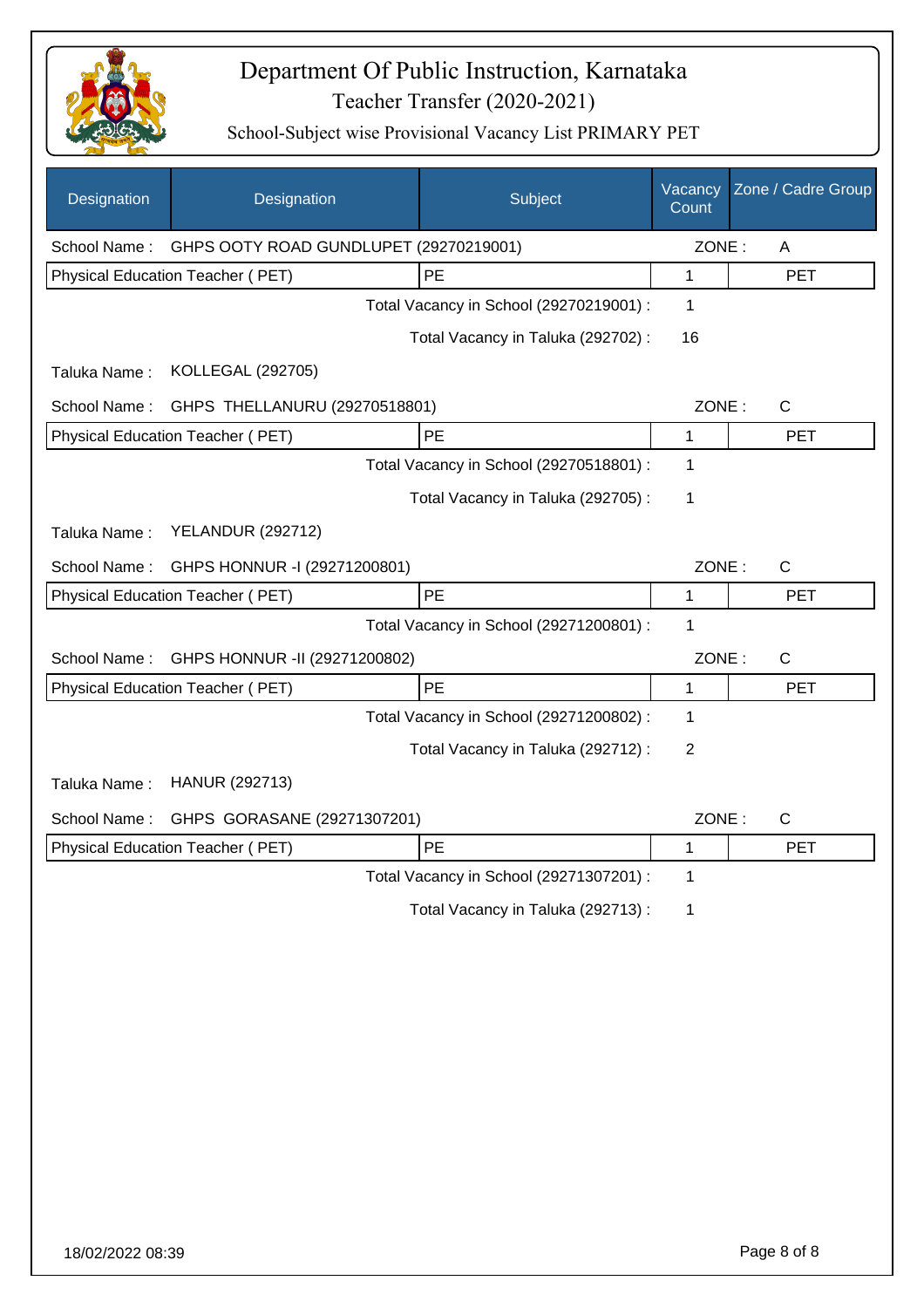# Department Of Public Instruction, Karnataka

Teacher Transfer (2020-2021)

School-Subject wise Provisional Vacancy List PRIMARY PET

| Designation | Designation | Subject | Vacancy Count | Zone / Cadre Group |
|---|---|---|---|---|
| School Name : | GHPS OOTY ROAD GUNDLUPET (29270219001) | | ZONE : | A |
| Physical Education Teacher ( PET) | | PE | 1 | PET |
| | | Total Vacancy in School (29270219001) : | 1 | |
| | | Total Vacancy in Taluka (292702) : | 16 | |
| Taluka Name : | KOLLEGAL (292705) | | | |
| School Name : | GHPS THELLANURU (29270518801) | | ZONE : | C |
| Physical Education Teacher ( PET) | | PE | 1 | PET |
| | | Total Vacancy in School (29270518801) : | 1 | |
| | | Total Vacancy in Taluka (292705) : | 1 | |
| Taluka Name : | YELANDUR (292712) | | | |
| School Name : | GHPS HONNUR -I (29271200801) | | ZONE : | C |
| Physical Education Teacher ( PET) | | PE | 1 | PET |
| | | Total Vacancy in School (29271200801) : | 1 | |
| School Name : | GHPS HONNUR -II (29271200802) | | ZONE : | C |
| Physical Education Teacher ( PET) | | PE | 1 | PET |
| | | Total Vacancy in School (29271200802) : | 1 | |
| | | Total Vacancy in Taluka (292712) : | 2 | |
| Taluka Name : | HANUR (292713) | | | |
| School Name : | GHPS GORASANE (29271307201) | | ZONE : | C |
| Physical Education Teacher ( PET) | | PE | 1 | PET |
| | | Total Vacancy in School (29271307201) : | 1 | |
| | | Total Vacancy in Taluka (292713) : | 1 | |

18/02/2022 08:39